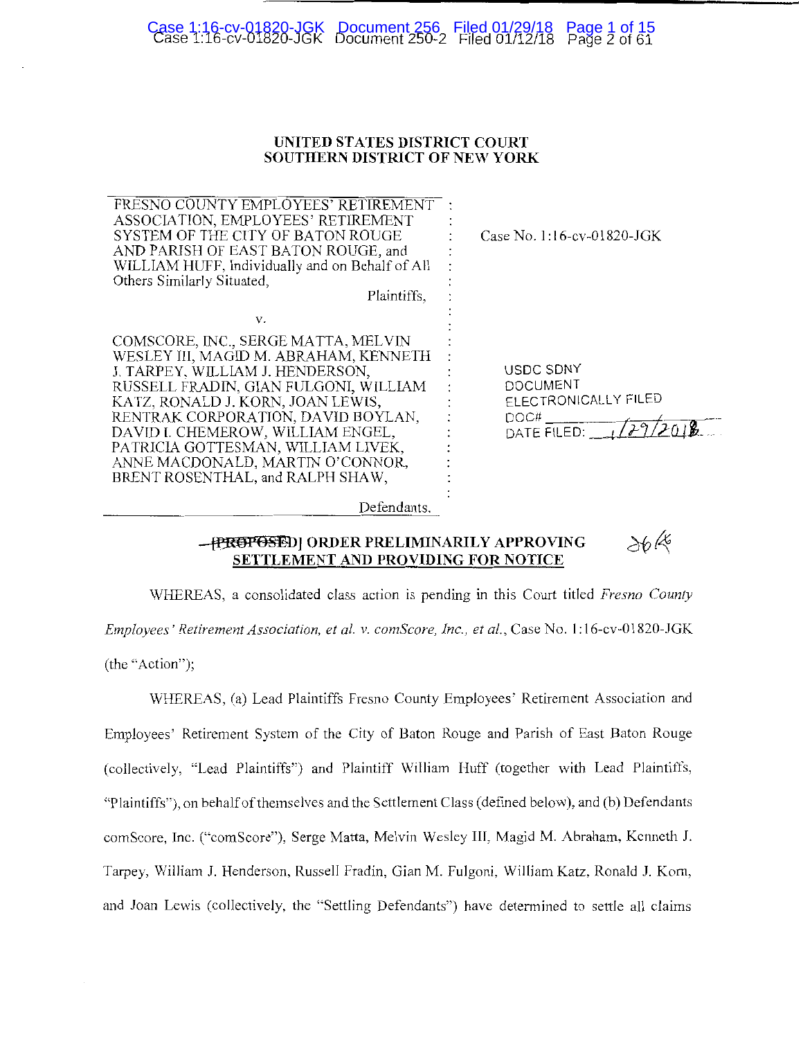UNITED STATES DISTRICT COURT
SOUTHERN DISTRICT OF NEW YORK

| | |
|---|---|
| FRESNO COUNTY EMPLOYEES' RETIREMENT ASSOCIATION, EMPLOYEES' RETIREMENT SYSTEM OF THE CITY OF BATON ROUGE AND PARISH OF EAST BATON ROUGE, and WILLIAM HUFF, Individually and on Behalf of All Others Similarly Situated, Plaintiffs, | Case No. 1:16-cv-01820-JGK |
| v. | |
| COMSCORE, INC., SERGE MATTA, MELVIN WESLEY III, MAGID M. ABRAHAM, KENNETH J. TARPEY, WILLIAM J. HENDERSON, RUSSELL FRADIN, GIAN FULGONI, WILLIAM KATZ, RONALD J. KORN, JOAN LEWIS, RENTRAK CORPORATION, DAVID BOYLAN, DAVID I. CHEMEROW, WILLIAM ENGEL, PATRICIA GOTTESMAN, WILLIAM LIVEK, ANNE MACDONALD, MARTIN O'CONNOR, BRENT ROSENTHAL, and RALPH SHAW, Defendants. | USDC SDNY DOCUMENT ELECTRONICALLY FILED DOC# DATE FILED: 1/29/2018 |

**~~[PROPOSED]~~ ORDER PRELIMINARILY APPROVING SETTLEMENT AND PROVIDING FOR NOTICE**

WHEREAS, a consolidated class action is pending in this Court titled *Fresno County Employees' Retirement Association, et al. v. comScore, Inc., et al.*, Case No. 1:16-cv-01820-JGK (the "Action");

WHEREAS, (a) Lead Plaintiffs Fresno County Employees' Retirement Association and Employees' Retirement System of the City of Baton Rouge and Parish of East Baton Rouge (collectively, "Lead Plaintiffs") and Plaintiff William Huff (together with Lead Plaintiffs, "Plaintiffs"), on behalf of themselves and the Settlement Class (defined below), and (b) Defendants comScore, Inc. ("comScore"), Serge Matta, Melvin Wesley III, Magid M. Abraham, Kenneth J. Tarpey, William J. Henderson, Russell Fradin, Gian M. Fulgoni, William Katz, Ronald J. Korn, and Joan Lewis (collectively, the "Settling Defendants") have determined to settle all claims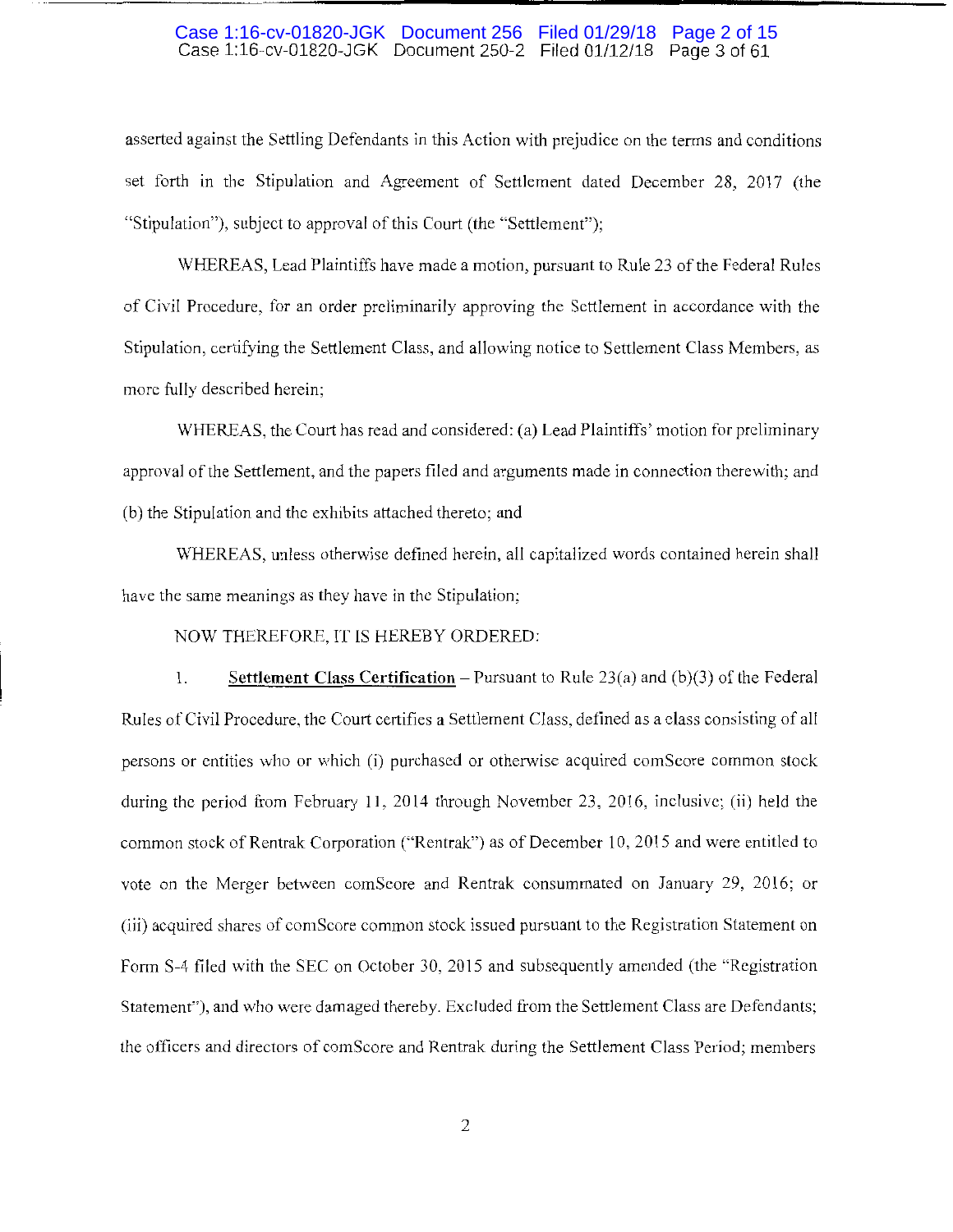asserted against the Settling Defendants in this Action with prejudice on the terms and conditions set forth in the Stipulation and Agreement of Settlement dated December 28, 2017 (the "Stipulation"), subject to approval of this Court (the "Settlement");

WHEREAS, Lead Plaintiffs have made a motion, pursuant to Rule 23 of the Federal Rules of Civil Procedure, for an order preliminarily approving the Settlement in accordance with the Stipulation, certifying the Settlement Class, and allowing notice to Settlement Class Members, as more fully described herein;

WHEREAS, the Court has read and considered: (a) Lead Plaintiffs' motion for preliminary approval of the Settlement, and the papers filed and arguments made in connection therewith; and (b) the Stipulation and the exhibits attached thereto; and

WHEREAS, unless otherwise defined herein, all capitalized words contained herein shall have the same meanings as they have in the Stipulation;

NOW THEREFORE, IT IS HEREBY ORDERED:

1. **Settlement Class Certification** – Pursuant to Rule 23(a) and (b)(3) of the Federal Rules of Civil Procedure, the Court certifies a Settlement Class, defined as a class consisting of all persons or entities who or which (i) purchased or otherwise acquired comScore common stock during the period from February 11, 2014 through November 23, 2016, inclusive; (ii) held the common stock of Rentrak Corporation ("Rentrak") as of December 10, 2015 and were entitled to vote on the Merger between comScore and Rentrak consummated on January 29, 2016; or (iii) acquired shares of comScore common stock issued pursuant to the Registration Statement on Form S-4 filed with the SEC on October 30, 2015 and subsequently amended (the "Registration Statement"), and who were damaged thereby. Excluded from the Settlement Class are Defendants; the officers and directors of comScore and Rentrak during the Settlement Class Period; members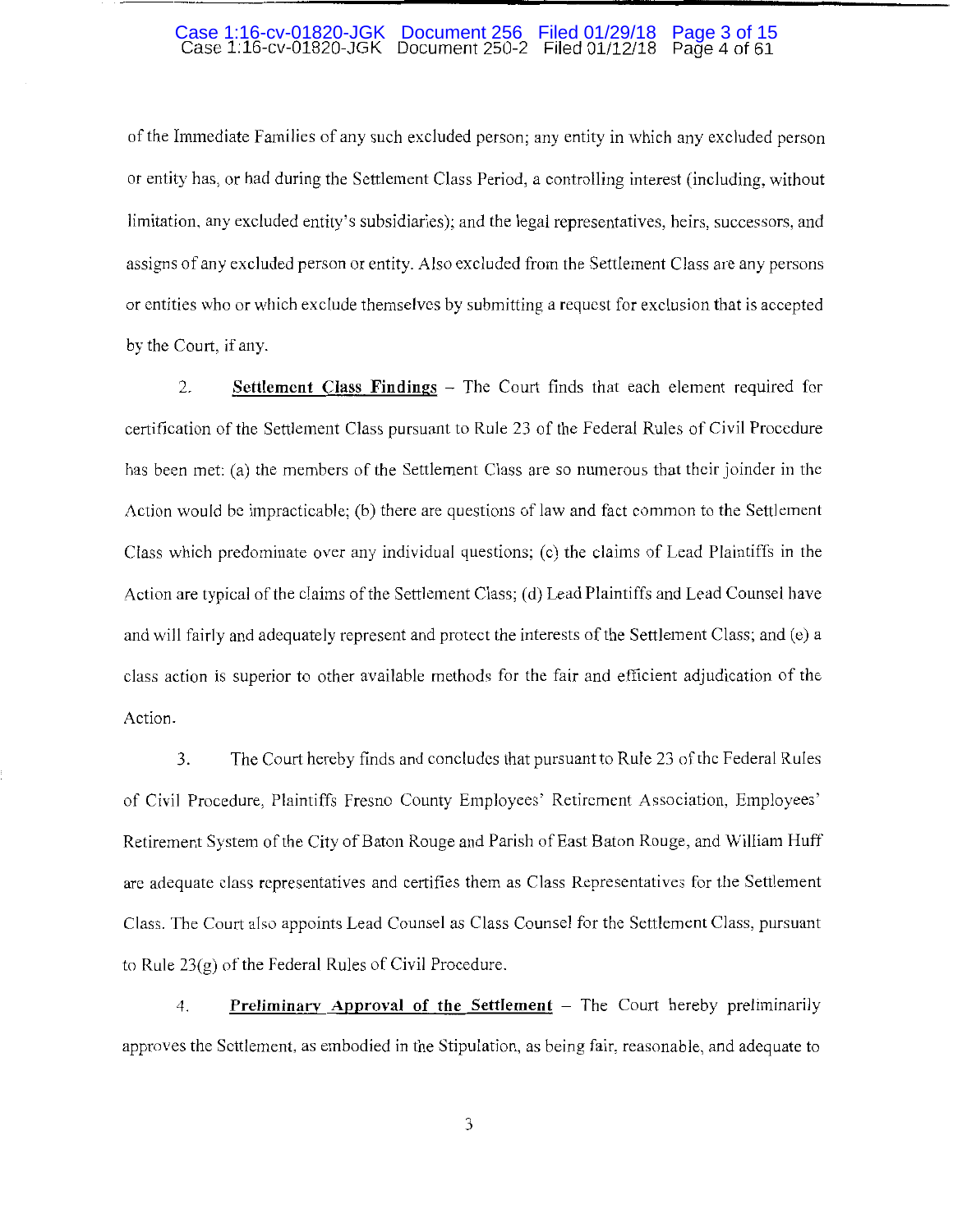of the Immediate Families of any such excluded person; any entity in which any excluded person or entity has, or had during the Settlement Class Period, a controlling interest (including, without limitation, any excluded entity's subsidiaries); and the legal representatives, heirs, successors, and assigns of any excluded person or entity. Also excluded from the Settlement Class are any persons or entities who or which exclude themselves by submitting a request for exclusion that is accepted by the Court, if any.

2. **Settlement Class Findings** – The Court finds that each element required for certification of the Settlement Class pursuant to Rule 23 of the Federal Rules of Civil Procedure has been met: (a) the members of the Settlement Class are so numerous that their joinder in the Action would be impracticable; (b) there are questions of law and fact common to the Settlement Class which predominate over any individual questions; (c) the claims of Lead Plaintiffs in the Action are typical of the claims of the Settlement Class; (d) Lead Plaintiffs and Lead Counsel have and will fairly and adequately represent and protect the interests of the Settlement Class; and (e) a class action is superior to other available methods for the fair and efficient adjudication of the Action.

3. The Court hereby finds and concludes that pursuant to Rule 23 of the Federal Rules of Civil Procedure, Plaintiffs Fresno County Employees' Retirement Association, Employees' Retirement System of the City of Baton Rouge and Parish of East Baton Rouge, and William Huff are adequate class representatives and certifies them as Class Representatives for the Settlement Class. The Court also appoints Lead Counsel as Class Counsel for the Settlement Class, pursuant to Rule 23(g) of the Federal Rules of Civil Procedure.

4. **Preliminary Approval of the Settlement** – The Court hereby preliminarily approves the Settlement, as embodied in the Stipulation, as being fair, reasonable, and adequate to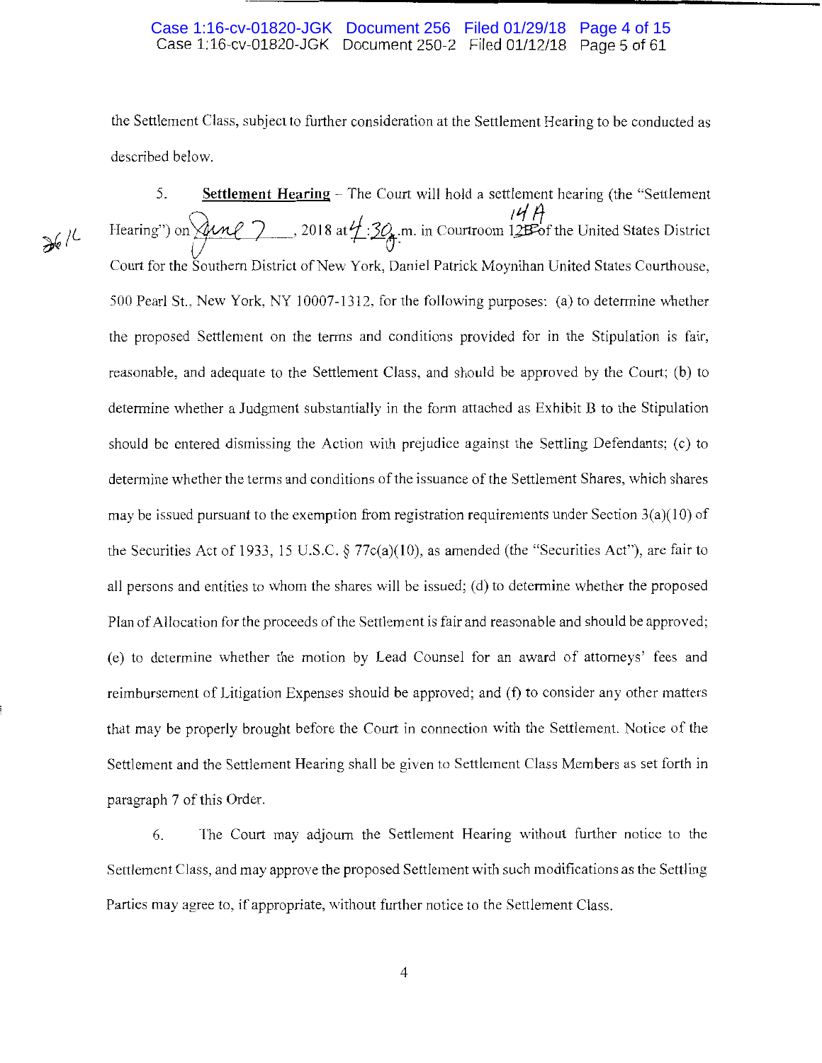the Settlement Class, subject to further consideration at the Settlement Hearing to be conducted as described below.

5. **Settlement Hearing** – The Court will hold a settlement hearing (the "Settlement Hearing") on June 7, 2018 at 4:30 p.m. in Courtroom 14A of the United States District Court for the Southern District of New York, Daniel Patrick Moynihan United States Courthouse, 500 Pearl St., New York, NY 10007-1312, for the following purposes: (a) to determine whether the proposed Settlement on the terms and conditions provided for in the Stipulation is fair, reasonable, and adequate to the Settlement Class, and should be approved by the Court; (b) to determine whether a Judgment substantially in the form attached as Exhibit B to the Stipulation should be entered dismissing the Action with prejudice against the Settling Defendants; (c) to determine whether the terms and conditions of the issuance of the Settlement Shares, which shares may be issued pursuant to the exemption from registration requirements under Section 3(a)(10) of the Securities Act of 1933, 15 U.S.C. § 77c(a)(10), as amended (the "Securities Act"), are fair to all persons and entities to whom the shares will be issued; (d) to determine whether the proposed Plan of Allocation for the proceeds of the Settlement is fair and reasonable and should be approved; (e) to determine whether the motion by Lead Counsel for an award of attorneys' fees and reimbursement of Litigation Expenses should be approved; and (f) to consider any other matters that may be properly brought before the Court in connection with the Settlement. Notice of the Settlement and the Settlement Hearing shall be given to Settlement Class Members as set forth in paragraph 7 of this Order.

6. The Court may adjourn the Settlement Hearing without further notice to the Settlement Class, and may approve the proposed Settlement with such modifications as the Settling Parties may agree to, if appropriate, without further notice to the Settlement Class.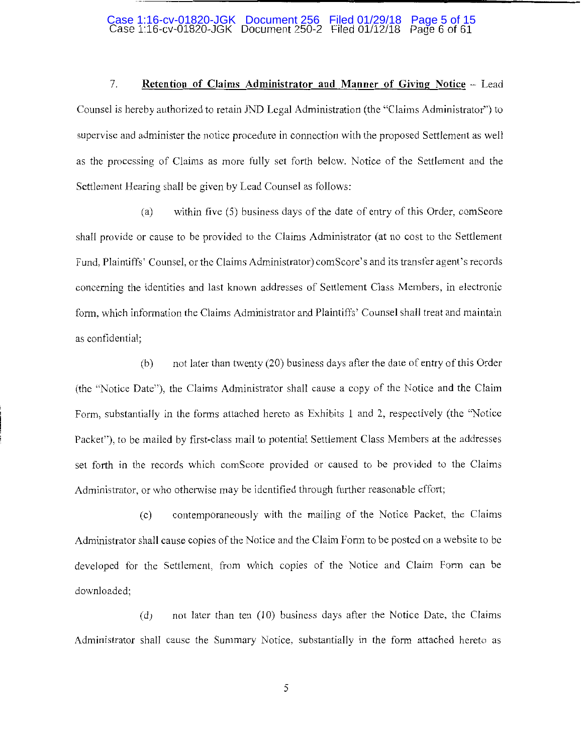7. **Retention of Claims Administrator and Manner of Giving Notice** – Lead Counsel is hereby authorized to retain JND Legal Administration (the "Claims Administrator") to supervise and administer the notice procedure in connection with the proposed Settlement as well as the processing of Claims as more fully set forth below. Notice of the Settlement and the Settlement Hearing shall be given by Lead Counsel as follows:

(a) within five (5) business days of the date of entry of this Order, comScore shall provide or cause to be provided to the Claims Administrator (at no cost to the Settlement Fund, Plaintiffs' Counsel, or the Claims Administrator) comScore's and its transfer agent's records concerning the identities and last known addresses of Settlement Class Members, in electronic form, which information the Claims Administrator and Plaintiffs' Counsel shall treat and maintain as confidential;

(b) not later than twenty (20) business days after the date of entry of this Order (the "Notice Date"), the Claims Administrator shall cause a copy of the Notice and the Claim Form, substantially in the forms attached hereto as Exhibits 1 and 2, respectively (the "Notice Packet"), to be mailed by first-class mail to potential Settlement Class Members at the addresses set forth in the records which comScore provided or caused to be provided to the Claims Administrator, or who otherwise may be identified through further reasonable effort;

(c) contemporaneously with the mailing of the Notice Packet, the Claims Administrator shall cause copies of the Notice and the Claim Form to be posted on a website to be developed for the Settlement, from which copies of the Notice and Claim Form can be downloaded;

(d) not later than ten (10) business days after the Notice Date, the Claims Administrator shall cause the Summary Notice, substantially in the form attached hereto as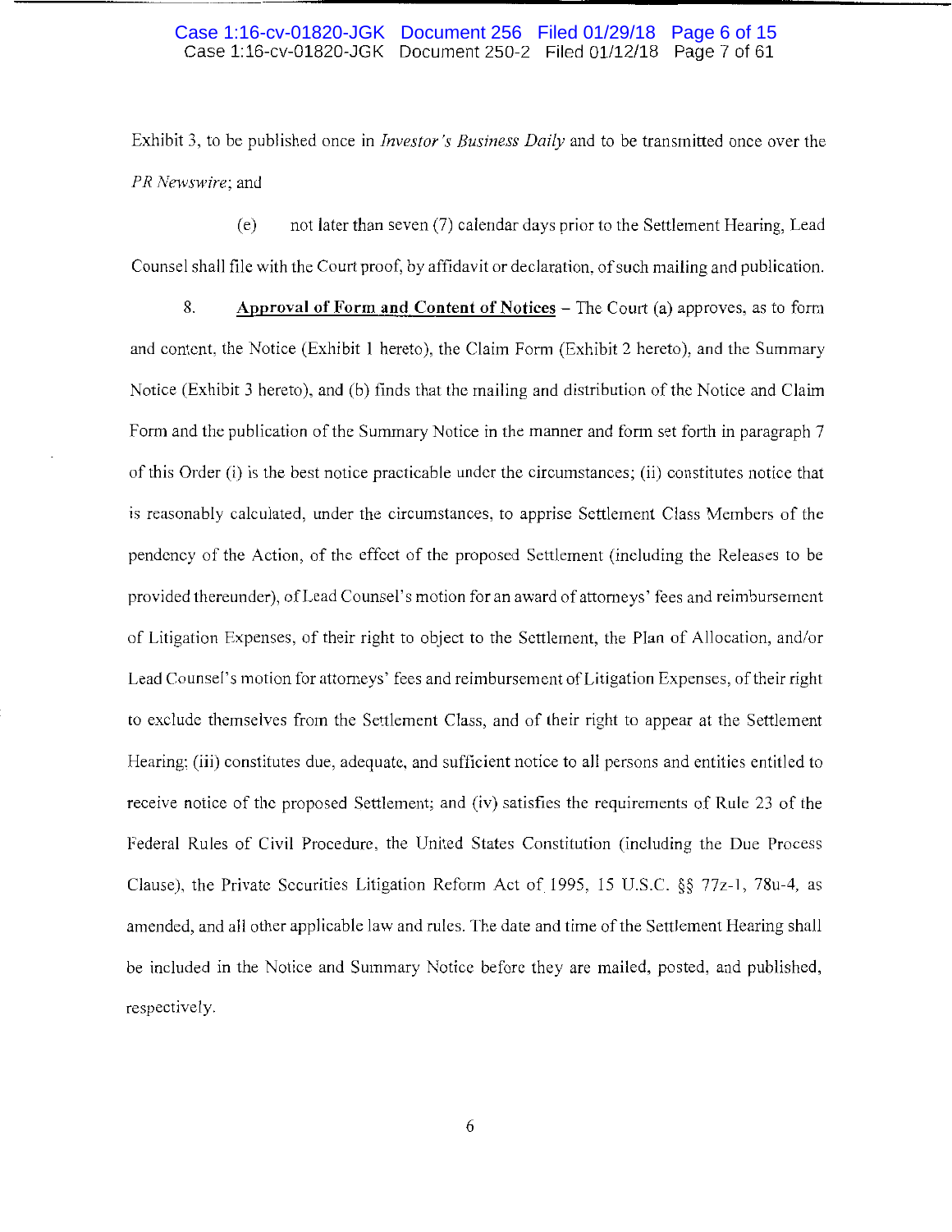Exhibit 3, to be published once in *Investor's Business Daily* and to be transmitted once over the *PR Newswire*; and

(e) not later than seven (7) calendar days prior to the Settlement Hearing, Lead Counsel shall file with the Court proof, by affidavit or declaration, of such mailing and publication.

8. **Approval of Form and Content of Notices** – The Court (a) approves, as to form and content, the Notice (Exhibit 1 hereto), the Claim Form (Exhibit 2 hereto), and the Summary Notice (Exhibit 3 hereto), and (b) finds that the mailing and distribution of the Notice and Claim Form and the publication of the Summary Notice in the manner and form set forth in paragraph 7 of this Order (i) is the best notice practicable under the circumstances; (ii) constitutes notice that is reasonably calculated, under the circumstances, to apprise Settlement Class Members of the pendency of the Action, of the effect of the proposed Settlement (including the Releases to be provided thereunder), of Lead Counsel's motion for an award of attorneys' fees and reimbursement of Litigation Expenses, of their right to object to the Settlement, the Plan of Allocation, and/or Lead Counsel's motion for attorneys' fees and reimbursement of Litigation Expenses, of their right to exclude themselves from the Settlement Class, and of their right to appear at the Settlement Hearing; (iii) constitutes due, adequate, and sufficient notice to all persons and entities entitled to receive notice of the proposed Settlement; and (iv) satisfies the requirements of Rule 23 of the Federal Rules of Civil Procedure, the United States Constitution (including the Due Process Clause), the Private Securities Litigation Reform Act of 1995, 15 U.S.C. §§ 77z-1, 78u-4, as amended, and all other applicable law and rules. The date and time of the Settlement Hearing shall be included in the Notice and Summary Notice before they are mailed, posted, and published, respectively.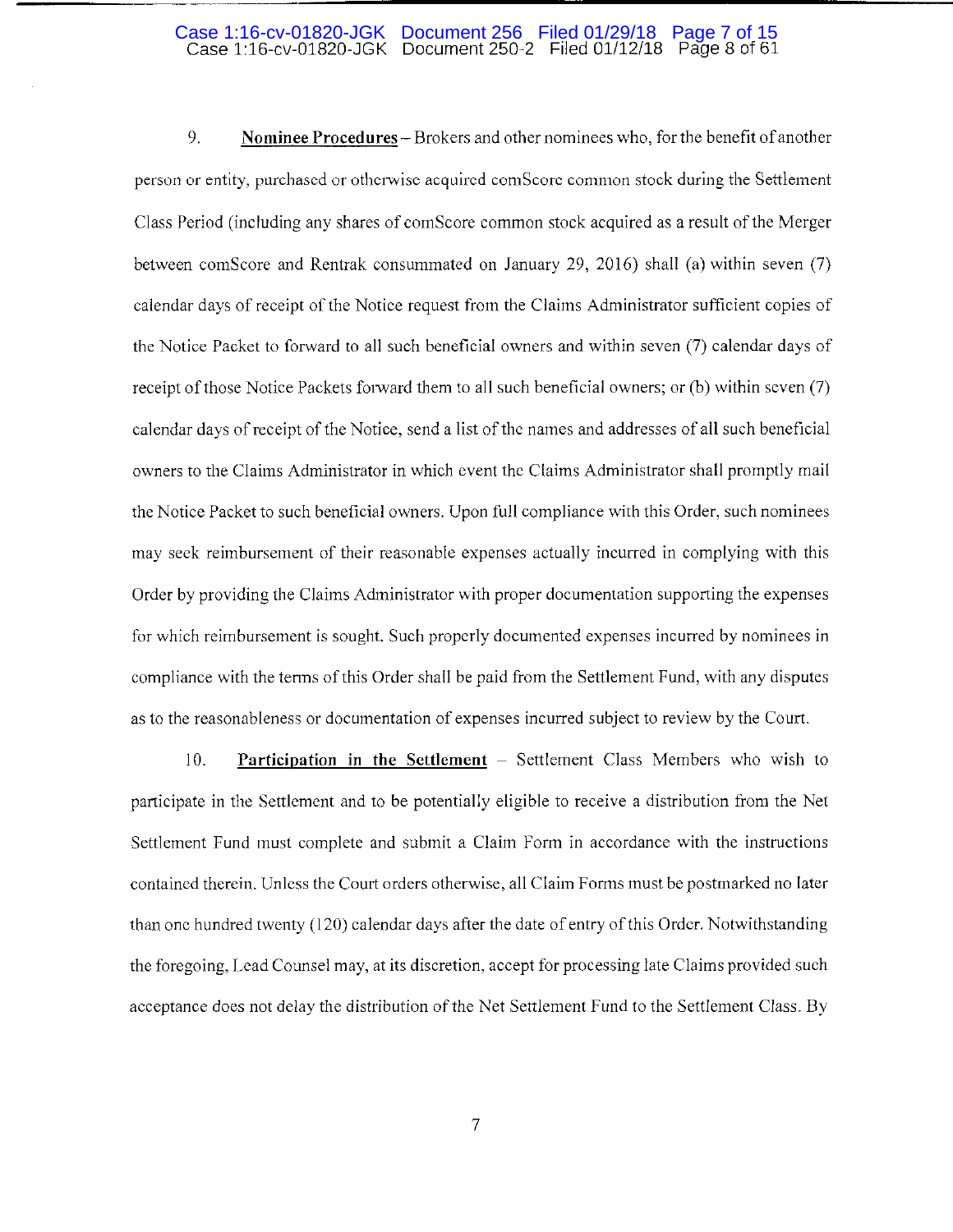9. **Nominee Procedures** – Brokers and other nominees who, for the benefit of another person or entity, purchased or otherwise acquired comScore common stock during the Settlement Class Period (including any shares of comScore common stock acquired as a result of the Merger between comScore and Rentrak consummated on January 29, 2016) shall (a) within seven (7) calendar days of receipt of the Notice request from the Claims Administrator sufficient copies of the Notice Packet to forward to all such beneficial owners and within seven (7) calendar days of receipt of those Notice Packets forward them to all such beneficial owners; or (b) within seven (7) calendar days of receipt of the Notice, send a list of the names and addresses of all such beneficial owners to the Claims Administrator in which event the Claims Administrator shall promptly mail the Notice Packet to such beneficial owners. Upon full compliance with this Order, such nominees may seek reimbursement of their reasonable expenses actually incurred in complying with this Order by providing the Claims Administrator with proper documentation supporting the expenses for which reimbursement is sought. Such properly documented expenses incurred by nominees in compliance with the terms of this Order shall be paid from the Settlement Fund, with any disputes as to the reasonableness or documentation of expenses incurred subject to review by the Court.

10. **Participation in the Settlement** – Settlement Class Members who wish to participate in the Settlement and to be potentially eligible to receive a distribution from the Net Settlement Fund must complete and submit a Claim Form in accordance with the instructions contained therein. Unless the Court orders otherwise, all Claim Forms must be postmarked no later than one hundred twenty (120) calendar days after the date of entry of this Order. Notwithstanding the foregoing, Lead Counsel may, at its discretion, accept for processing late Claims provided such acceptance does not delay the distribution of the Net Settlement Fund to the Settlement Class. By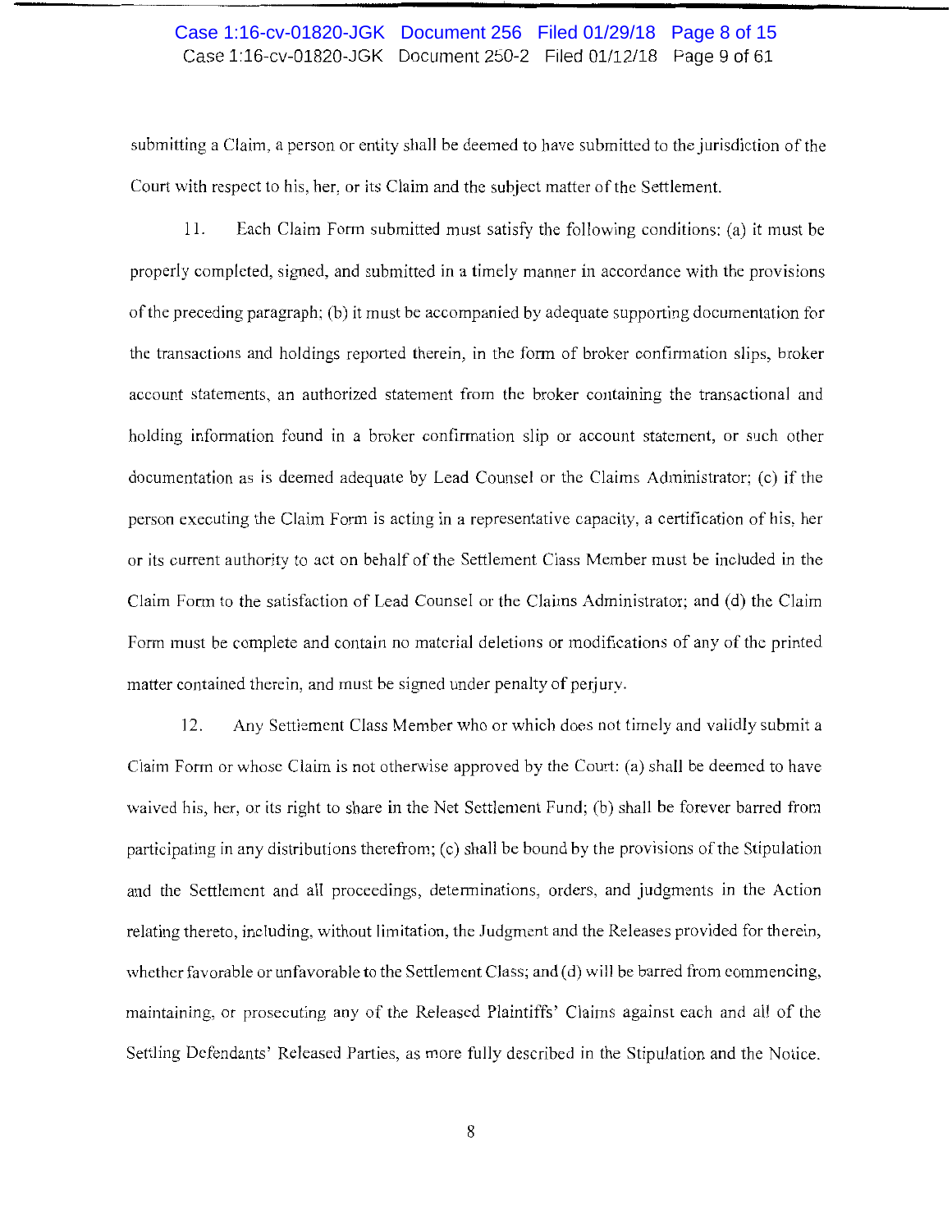submitting a Claim, a person or entity shall be deemed to have submitted to the jurisdiction of the Court with respect to his, her, or its Claim and the subject matter of the Settlement.

11. Each Claim Form submitted must satisfy the following conditions: (a) it must be properly completed, signed, and submitted in a timely manner in accordance with the provisions of the preceding paragraph; (b) it must be accompanied by adequate supporting documentation for the transactions and holdings reported therein, in the form of broker confirmation slips, broker account statements, an authorized statement from the broker containing the transactional and holding information found in a broker confirmation slip or account statement, or such other documentation as is deemed adequate by Lead Counsel or the Claims Administrator; (c) if the person executing the Claim Form is acting in a representative capacity, a certification of his, her or its current authority to act on behalf of the Settlement Class Member must be included in the Claim Form to the satisfaction of Lead Counsel or the Claims Administrator; and (d) the Claim Form must be complete and contain no material deletions or modifications of any of the printed matter contained therein, and must be signed under penalty of perjury.

12. Any Settlement Class Member who or which does not timely and validly submit a Claim Form or whose Claim is not otherwise approved by the Court: (a) shall be deemed to have waived his, her, or its right to share in the Net Settlement Fund; (b) shall be forever barred from participating in any distributions therefrom; (c) shall be bound by the provisions of the Stipulation and the Settlement and all proceedings, determinations, orders, and judgments in the Action relating thereto, including, without limitation, the Judgment and the Releases provided for therein, whether favorable or unfavorable to the Settlement Class; and (d) will be barred from commencing, maintaining, or prosecuting any of the Released Plaintiffs' Claims against each and all of the Settling Defendants' Released Parties, as more fully described in the Stipulation and the Notice.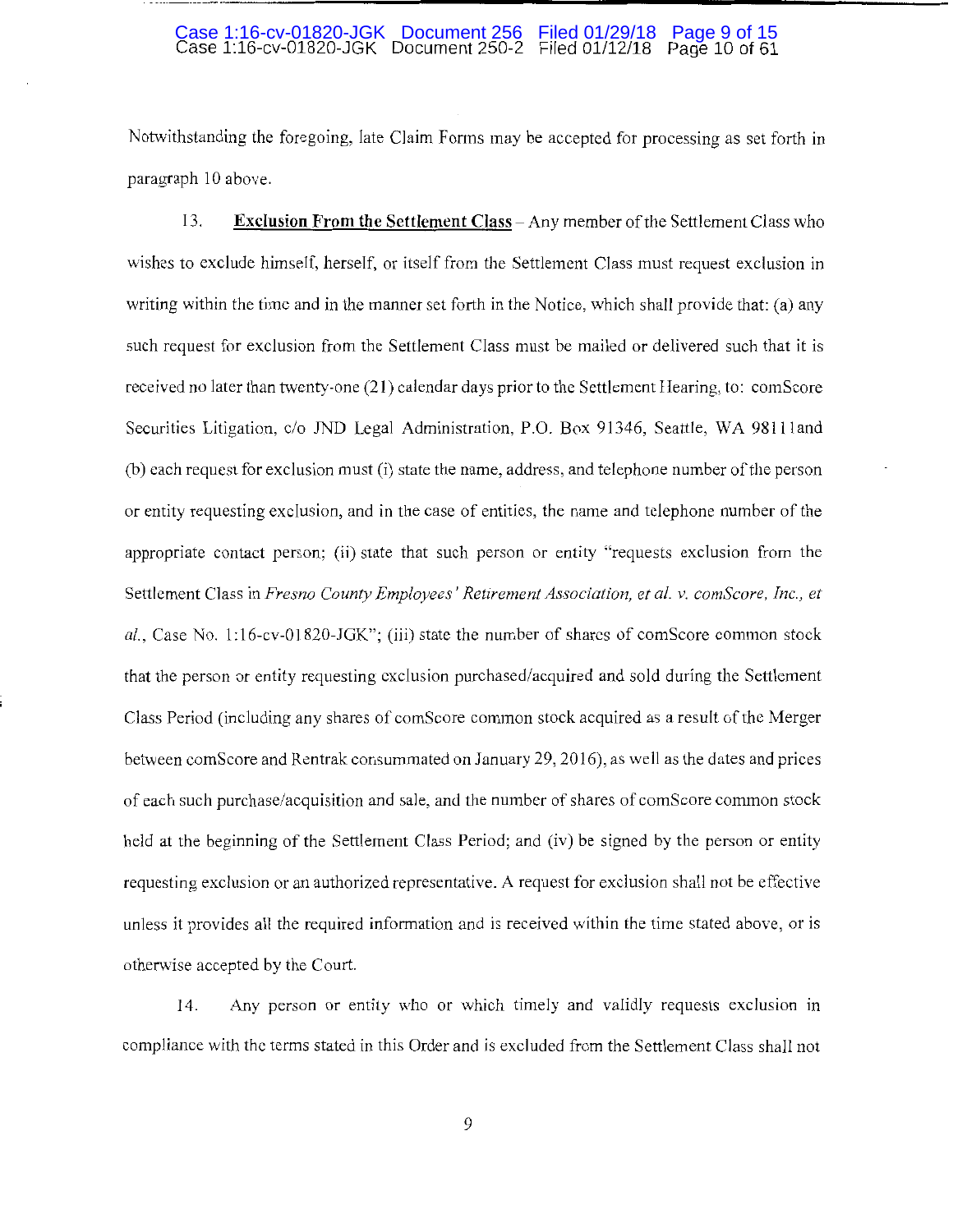Notwithstanding the foregoing, late Claim Forms may be accepted for processing as set forth in paragraph 10 above.

13. **Exclusion From the Settlement Class** – Any member of the Settlement Class who wishes to exclude himself, herself, or itself from the Settlement Class must request exclusion in writing within the time and in the manner set forth in the Notice, which shall provide that: (a) any such request for exclusion from the Settlement Class must be mailed or delivered such that it is received no later than twenty-one (21) calendar days prior to the Settlement Hearing, to: comScore Securities Litigation, c/o JND Legal Administration, P.O. Box 91346, Seattle, WA 98111and (b) each request for exclusion must (i) state the name, address, and telephone number of the person or entity requesting exclusion, and in the case of entities, the name and telephone number of the appropriate contact person; (ii) state that such person or entity "requests exclusion from the Settlement Class in *Fresno County Employees' Retirement Association, et al. v. comScore, Inc., et al.*, Case No. 1:16-cv-01820-JGK"; (iii) state the number of shares of comScore common stock that the person or entity requesting exclusion purchased/acquired and sold during the Settlement Class Period (including any shares of comScore common stock acquired as a result of the Merger between comScore and Rentrak consummated on January 29, 2016), as well as the dates and prices of each such purchase/acquisition and sale, and the number of shares of comScore common stock held at the beginning of the Settlement Class Period; and (iv) be signed by the person or entity requesting exclusion or an authorized representative. A request for exclusion shall not be effective unless it provides all the required information and is received within the time stated above, or is otherwise accepted by the Court.

14. Any person or entity who or which timely and validly requests exclusion in compliance with the terms stated in this Order and is excluded from the Settlement Class shall not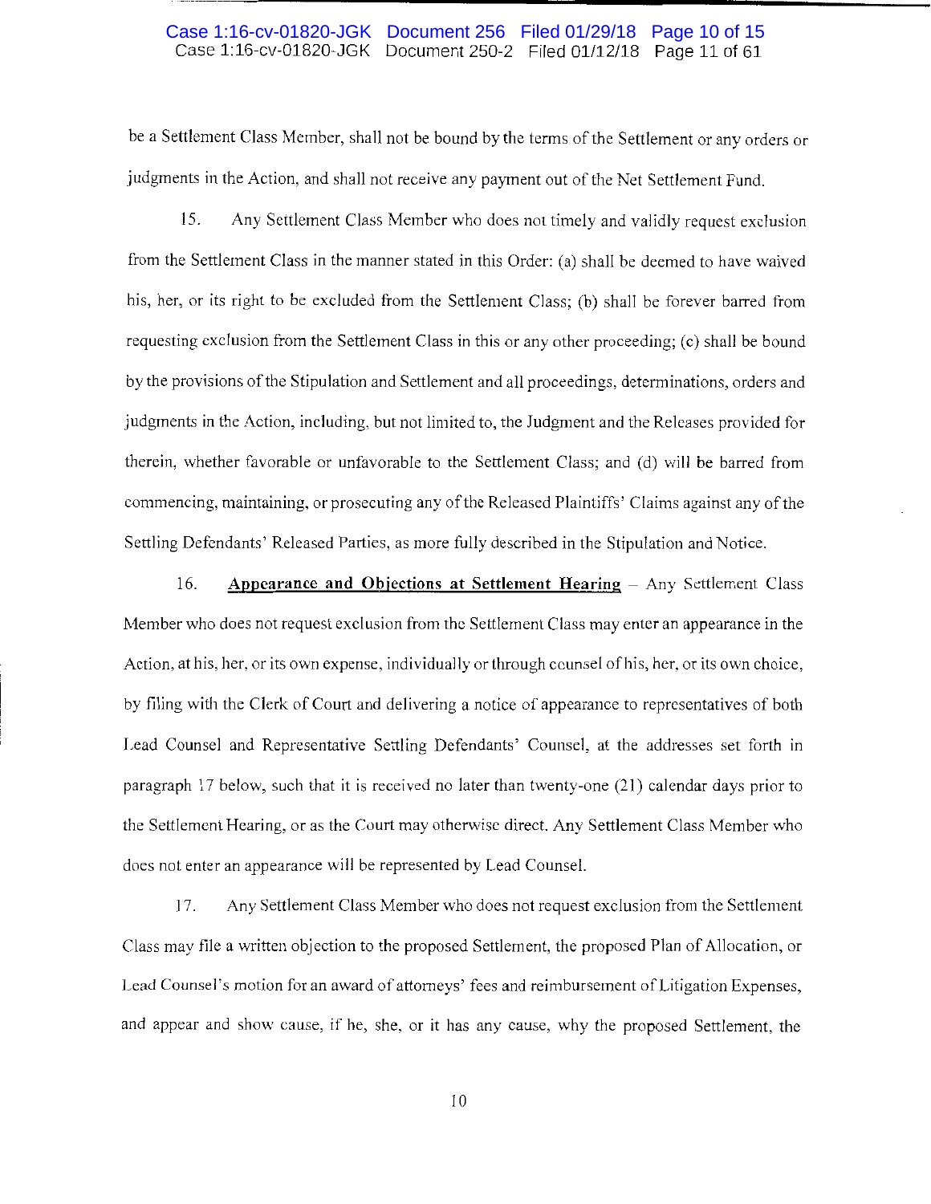be a Settlement Class Member, shall not be bound by the terms of the Settlement or any orders or judgments in the Action, and shall not receive any payment out of the Net Settlement Fund.

15. Any Settlement Class Member who does not timely and validly request exclusion from the Settlement Class in the manner stated in this Order: (a) shall be deemed to have waived his, her, or its right to be excluded from the Settlement Class; (b) shall be forever barred from requesting exclusion from the Settlement Class in this or any other proceeding; (c) shall be bound by the provisions of the Stipulation and Settlement and all proceedings, determinations, orders and judgments in the Action, including, but not limited to, the Judgment and the Releases provided for therein, whether favorable or unfavorable to the Settlement Class; and (d) will be barred from commencing, maintaining, or prosecuting any of the Released Plaintiffs' Claims against any of the Settling Defendants' Released Parties, as more fully described in the Stipulation and Notice.

16. **Appearance and Objections at Settlement Hearing** – Any Settlement Class Member who does not request exclusion from the Settlement Class may enter an appearance in the Action, at his, her, or its own expense, individually or through counsel of his, her, or its own choice, by filing with the Clerk of Court and delivering a notice of appearance to representatives of both Lead Counsel and Representative Settling Defendants' Counsel, at the addresses set forth in paragraph 17 below, such that it is received no later than twenty-one (21) calendar days prior to the Settlement Hearing, or as the Court may otherwise direct. Any Settlement Class Member who does not enter an appearance will be represented by Lead Counsel.

17. Any Settlement Class Member who does not request exclusion from the Settlement Class may file a written objection to the proposed Settlement, the proposed Plan of Allocation, or Lead Counsel's motion for an award of attorneys' fees and reimbursement of Litigation Expenses, and appear and show cause, if he, she, or it has any cause, why the proposed Settlement, the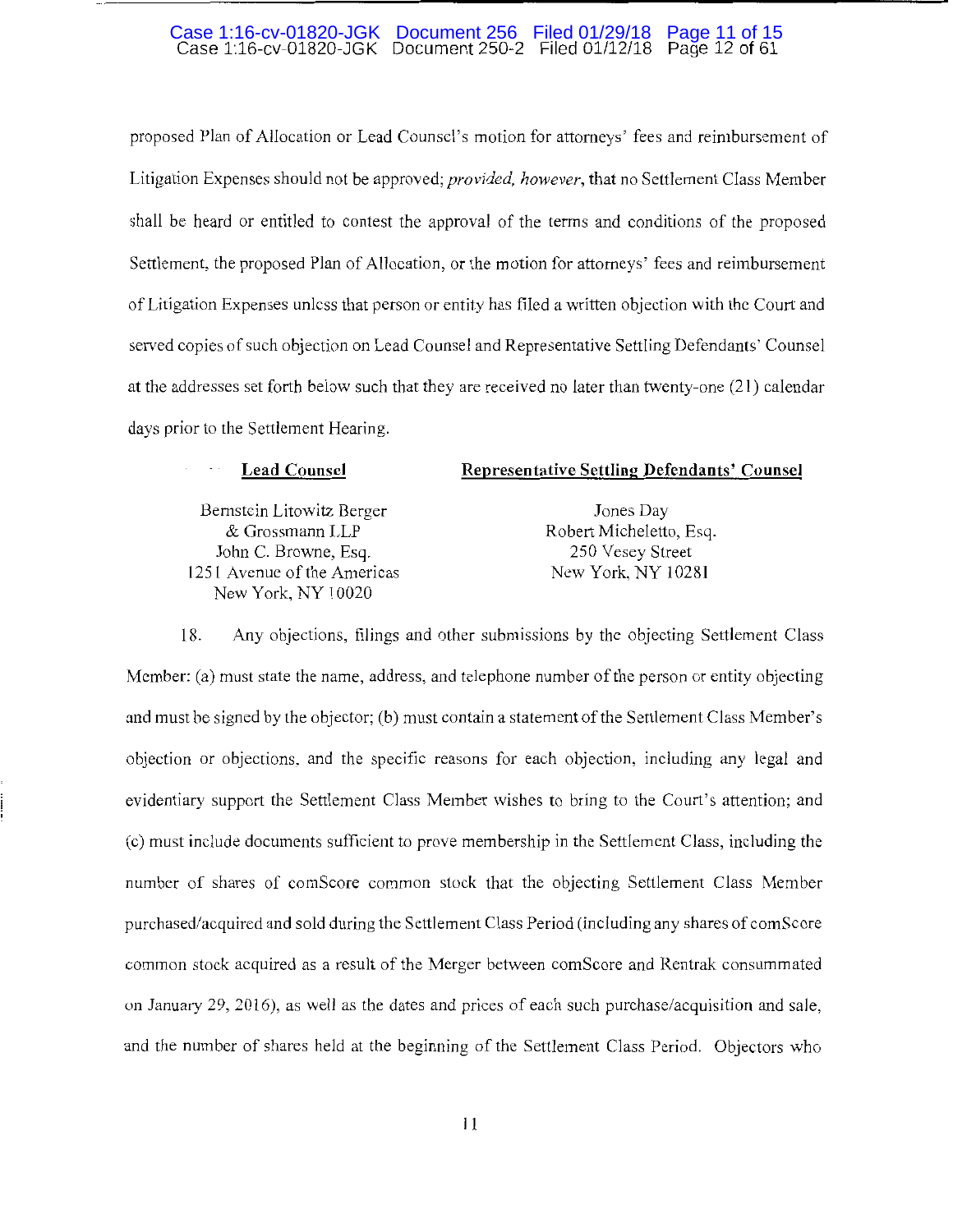proposed Plan of Allocation or Lead Counsel's motion for attorneys' fees and reimbursement of Litigation Expenses should not be approved; *provided, however*, that no Settlement Class Member shall be heard or entitled to contest the approval of the terms and conditions of the proposed Settlement, the proposed Plan of Allocation, or the motion for attorneys' fees and reimbursement of Litigation Expenses unless that person or entity has filed a written objection with the Court and served copies of such objection on Lead Counsel and Representative Settling Defendants' Counsel at the addresses set forth below such that they are received no later than twenty-one (21) calendar days prior to the Settlement Hearing.

| **Lead Counsel** | **Representative Settling Defendants' Counsel** |
|---|---|
| Bernstein Litowitz Berger & Grossmann LLP<br>John C. Browne, Esq.<br>1251 Avenue of the Americas<br>New York, NY 10020 | Jones Day<br>Robert Micheletto, Esq.<br>250 Vesey Street<br>New York, NY 10281 |

18. Any objections, filings and other submissions by the objecting Settlement Class Member: (a) must state the name, address, and telephone number of the person or entity objecting and must be signed by the objector; (b) must contain a statement of the Settlement Class Member's objection or objections, and the specific reasons for each objection, including any legal and evidentiary support the Settlement Class Member wishes to bring to the Court's attention; and (c) must include documents sufficient to prove membership in the Settlement Class, including the number of shares of comScore common stock that the objecting Settlement Class Member purchased/acquired and sold during the Settlement Class Period (including any shares of comScore common stock acquired as a result of the Merger between comScore and Rentrak consummated on January 29, 2016), as well as the dates and prices of each such purchase/acquisition and sale, and the number of shares held at the beginning of the Settlement Class Period. Objectors who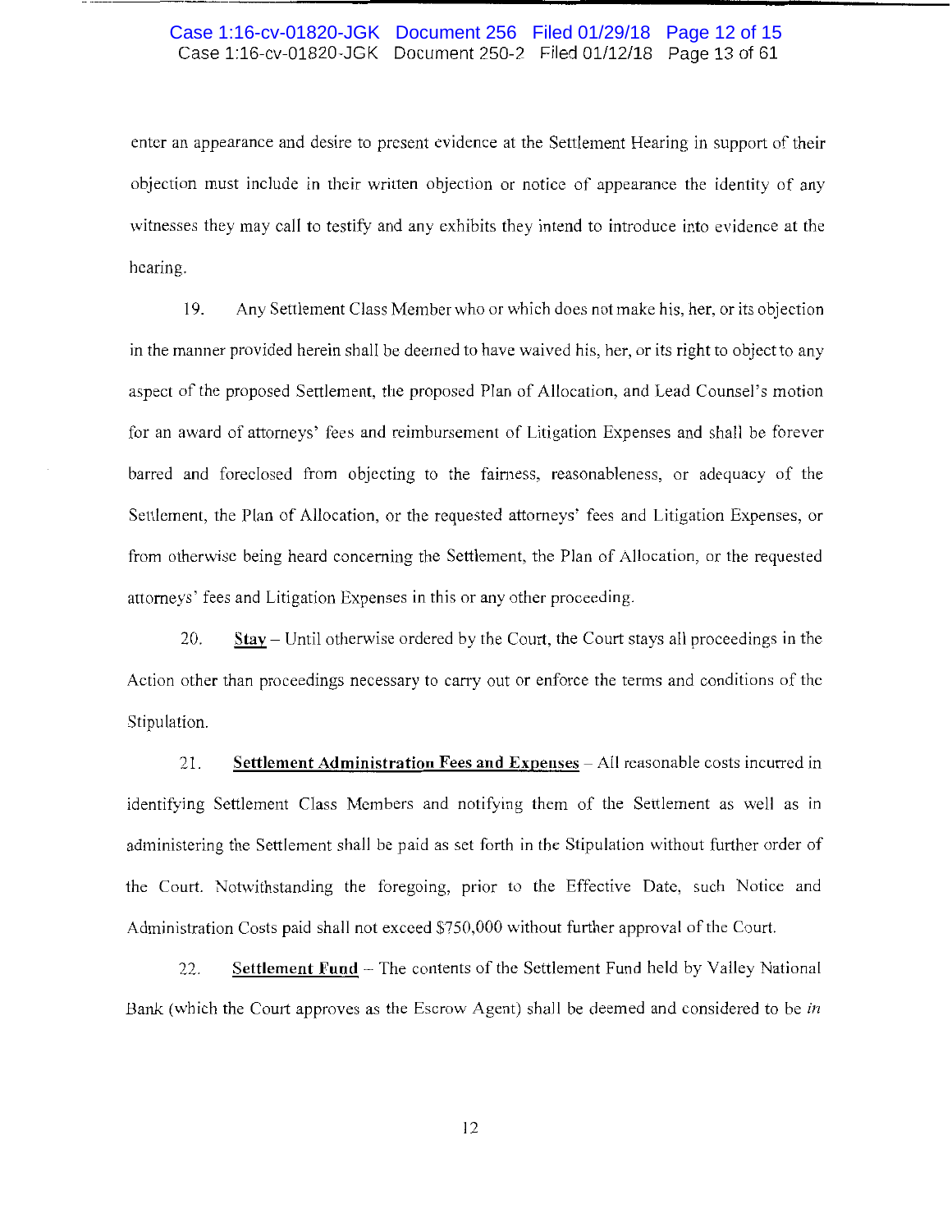enter an appearance and desire to present evidence at the Settlement Hearing in support of their objection must include in their written objection or notice of appearance the identity of any witnesses they may call to testify and any exhibits they intend to introduce into evidence at the hearing.

19. Any Settlement Class Member who or which does not make his, her, or its objection in the manner provided herein shall be deemed to have waived his, her, or its right to object to any aspect of the proposed Settlement, the proposed Plan of Allocation, and Lead Counsel's motion for an award of attorneys' fees and reimbursement of Litigation Expenses and shall be forever barred and foreclosed from objecting to the fairness, reasonableness, or adequacy of the Settlement, the Plan of Allocation, or the requested attorneys' fees and Litigation Expenses, or from otherwise being heard concerning the Settlement, the Plan of Allocation, or the requested attorneys' fees and Litigation Expenses in this or any other proceeding.

20. **<u>Stay</u>** – Until otherwise ordered by the Court, the Court stays all proceedings in the Action other than proceedings necessary to carry out or enforce the terms and conditions of the Stipulation.

21. **<u>Settlement Administration Fees and Expenses</u>** – All reasonable costs incurred in identifying Settlement Class Members and notifying them of the Settlement as well as in administering the Settlement shall be paid as set forth in the Stipulation without further order of the Court. Notwithstanding the foregoing, prior to the Effective Date, such Notice and Administration Costs paid shall not exceed $750,000 without further approval of the Court.

22. **<u>Settlement Fund</u>** – The contents of the Settlement Fund held by Valley National Bank (which the Court approves as the Escrow Agent) shall be deemed and considered to be *in*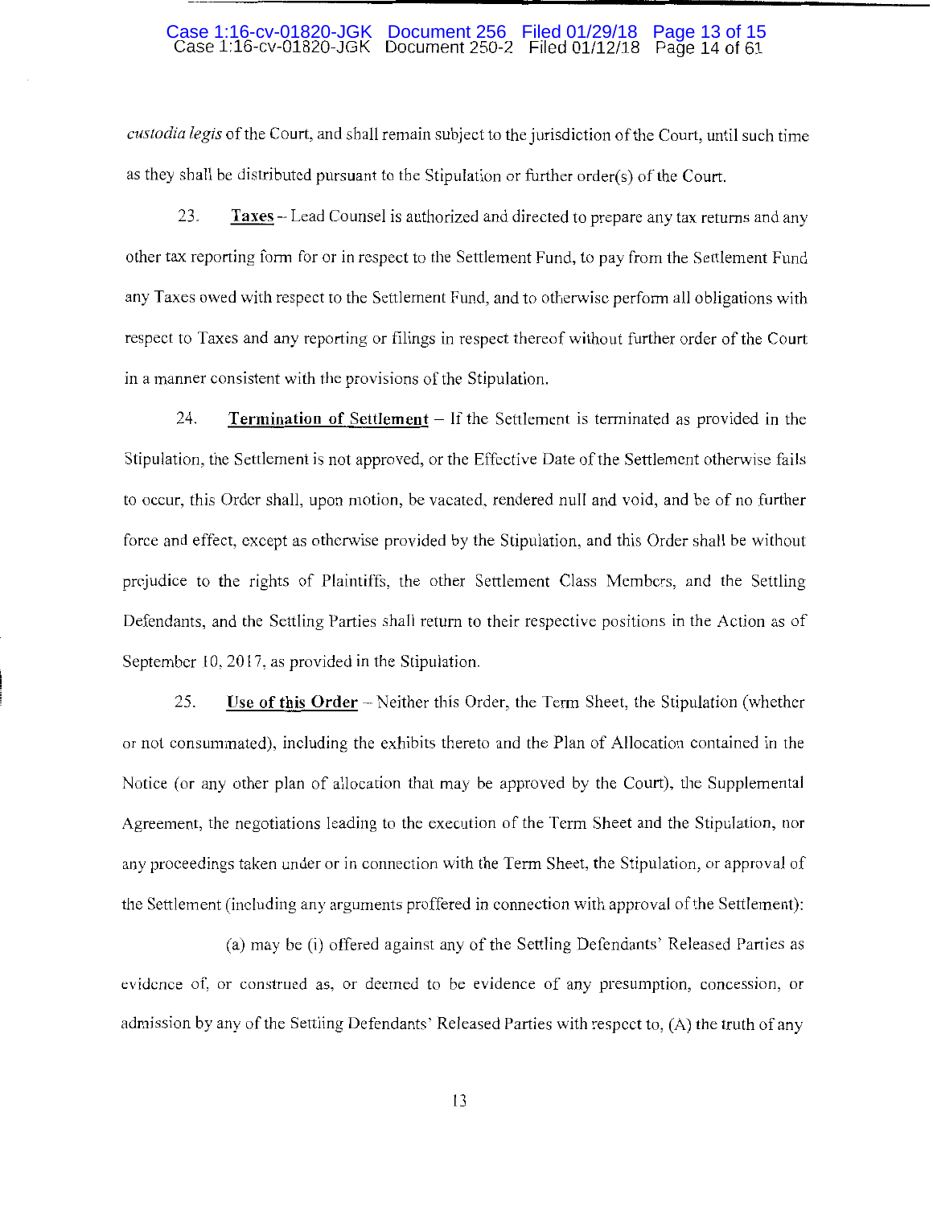*custodia legis* of the Court, and shall remain subject to the jurisdiction of the Court, until such time as they shall be distributed pursuant to the Stipulation or further order(s) of the Court.

23. **Taxes** – Lead Counsel is authorized and directed to prepare any tax returns and any other tax reporting form for or in respect to the Settlement Fund, to pay from the Settlement Fund any Taxes owed with respect to the Settlement Fund, and to otherwise perform all obligations with respect to Taxes and any reporting or filings in respect thereof without further order of the Court in a manner consistent with the provisions of the Stipulation.

24. **Termination of Settlement** – If the Settlement is terminated as provided in the Stipulation, the Settlement is not approved, or the Effective Date of the Settlement otherwise fails to occur, this Order shall, upon motion, be vacated, rendered null and void, and be of no further force and effect, except as otherwise provided by the Stipulation, and this Order shall be without prejudice to the rights of Plaintiffs, the other Settlement Class Members, and the Settling Defendants, and the Settling Parties shall return to their respective positions in the Action as of September 10, 2017, as provided in the Stipulation.

25. **Use of this Order** – Neither this Order, the Term Sheet, the Stipulation (whether or not consummated), including the exhibits thereto and the Plan of Allocation contained in the Notice (or any other plan of allocation that may be approved by the Court), the Supplemental Agreement, the negotiations leading to the execution of the Term Sheet and the Stipulation, nor any proceedings taken under or in connection with the Term Sheet, the Stipulation, or approval of the Settlement (including any arguments proffered in connection with approval of the Settlement):

(a) may be (i) offered against any of the Settling Defendants' Released Parties as evidence of, or construed as, or deemed to be evidence of any presumption, concession, or admission by any of the Settling Defendants' Released Parties with respect to, (A) the truth of any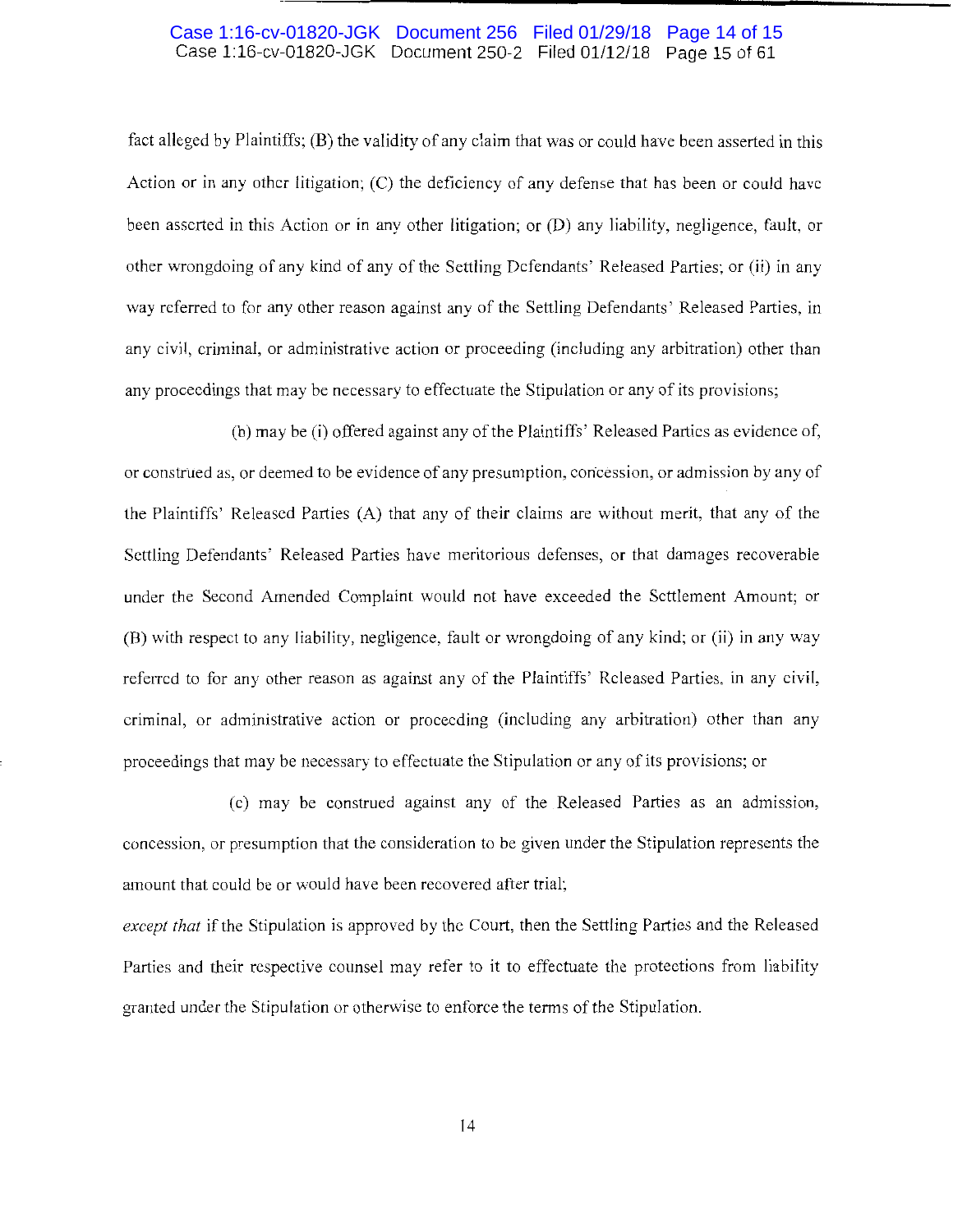fact alleged by Plaintiffs; (B) the validity of any claim that was or could have been asserted in this Action or in any other litigation; (C) the deficiency of any defense that has been or could have been asserted in this Action or in any other litigation; or (D) any liability, negligence, fault, or other wrongdoing of any kind of any of the Settling Defendants' Released Parties; or (ii) in any way referred to for any other reason against any of the Settling Defendants' Released Parties, in any civil, criminal, or administrative action or proceeding (including any arbitration) other than any proceedings that may be necessary to effectuate the Stipulation or any of its provisions;

(b) may be (i) offered against any of the Plaintiffs' Released Parties as evidence of, or construed as, or deemed to be evidence of any presumption, concession, or admission by any of the Plaintiffs' Released Parties (A) that any of their claims are without merit, that any of the Settling Defendants' Released Parties have meritorious defenses, or that damages recoverable under the Second Amended Complaint would not have exceeded the Settlement Amount; or (B) with respect to any liability, negligence, fault or wrongdoing of any kind; or (ii) in any way referred to for any other reason as against any of the Plaintiffs' Released Parties, in any civil, criminal, or administrative action or proceeding (including any arbitration) other than any proceedings that may be necessary to effectuate the Stipulation or any of its provisions; or

(c) may be construed against any of the Released Parties as an admission, concession, or presumption that the consideration to be given under the Stipulation represents the amount that could be or would have been recovered after trial;

*except that* if the Stipulation is approved by the Court, then the Settling Parties and the Released Parties and their respective counsel may refer to it to effectuate the protections from liability granted under the Stipulation or otherwise to enforce the terms of the Stipulation.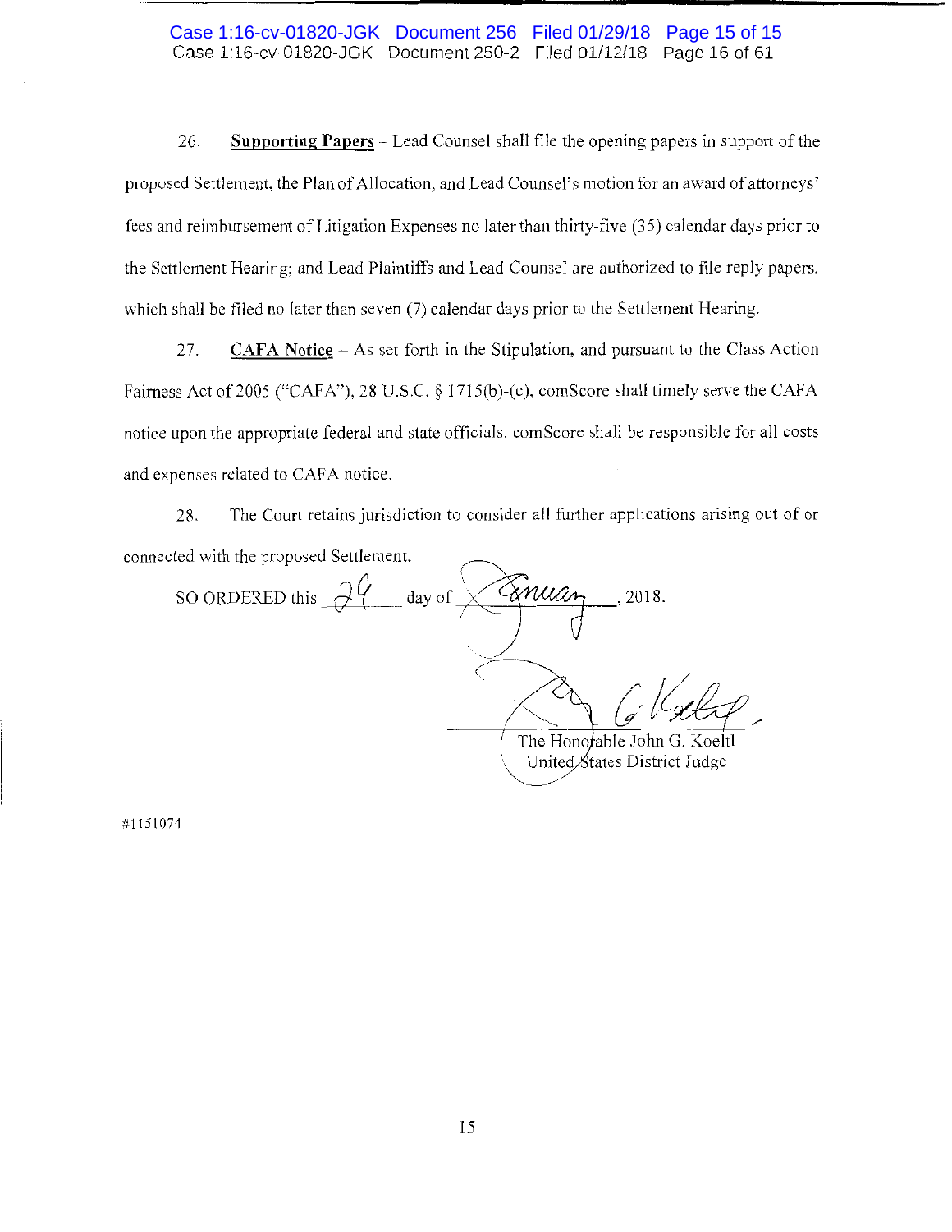26. **Supporting Papers** – Lead Counsel shall file the opening papers in support of the proposed Settlement, the Plan of Allocation, and Lead Counsel's motion for an award of attorneys' fees and reimbursement of Litigation Expenses no later than thirty-five (35) calendar days prior to the Settlement Hearing; and Lead Plaintiffs and Lead Counsel are authorized to file reply papers, which shall be filed no later than seven (7) calendar days prior to the Settlement Hearing.

27. **CAFA Notice** – As set forth in the Stipulation, and pursuant to the Class Action Fairness Act of 2005 ("CAFA"), 28 U.S.C. § 1715(b)-(c), comScore shall timely serve the CAFA notice upon the appropriate federal and state officials. comScore shall be responsible for all costs and expenses related to CAFA notice.

28. The Court retains jurisdiction to consider all further applications arising out of or connected with the proposed Settlement.

SO ORDERED this 24 day of January, 2018.

The Honorable John G. Koeltl
United States District Judge

#1151074